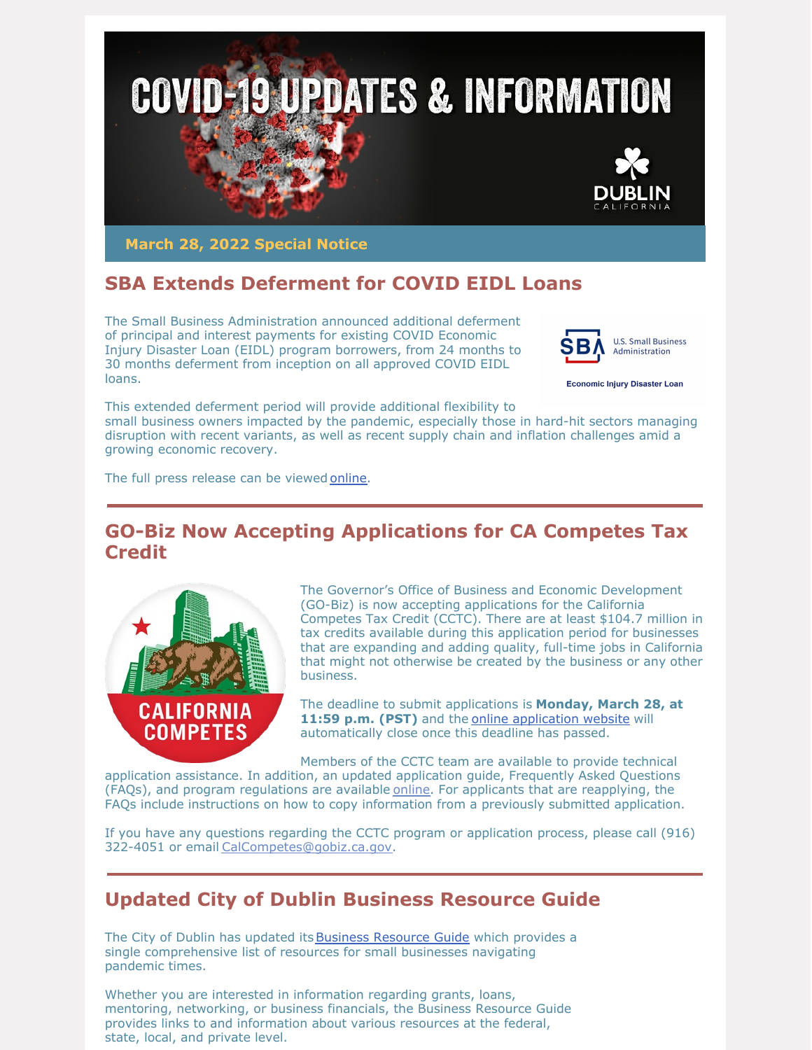# COVID-19 UPDATES & INFORMATION

**March 28, 2022 Special Notice**

## SBA Extends Deferment for COVID EIDL Loans

The Small Business Administration announced additional deferment of principal and interest payments for existing COVID Economic Injury Disaster Loan (EIDL) program borrowers, from 24 months to 30 months deferment from inception on all approved COVID EIDL loans.

This extended deferment period will provide additional flexibility to small business owners impacted by the pandemic, especially those in hard-hit sectors managing disruption with recent variants, as well as recent supply chain and inflation challenges amid a growing economic recovery.

The full press release can be viewed online.

---

## GO-Biz Now Accepting Applications for CA Competes Tax Credit

The Governor's Office of Business and Economic Development (GO-Biz) is now accepting applications for the California Competes Tax Credit (CCTC). There are at least $104.7 million in tax credits available during this application period for businesses that are expanding and adding quality, full-time jobs in California that might not otherwise be created by the business or any other business.

The deadline to submit applications is **Monday, March 28, at 11:59 p.m. (PST)** and the online application website will automatically close once this deadline has passed.

Members of the CCTC team are available to provide technical application assistance. In addition, an updated application guide, Frequently Asked Questions (FAQs), and program regulations are available online. For applicants that are reapplying, the FAQs include instructions on how to copy information from a previously submitted application.

If you have any questions regarding the CCTC program or application process, please call (916) 322-4051 or email CalCompetes@gobiz.ca.gov.

---

## Updated City of Dublin Business Resource Guide

The City of Dublin has updated its Business Resource Guide which provides a single comprehensive list of resources for small businesses navigating pandemic times.

Whether you are interested in information regarding grants, loans, mentoring, networking, or business financials, the Business Resource Guide provides links to and information about various resources at the federal, state, local, and private level.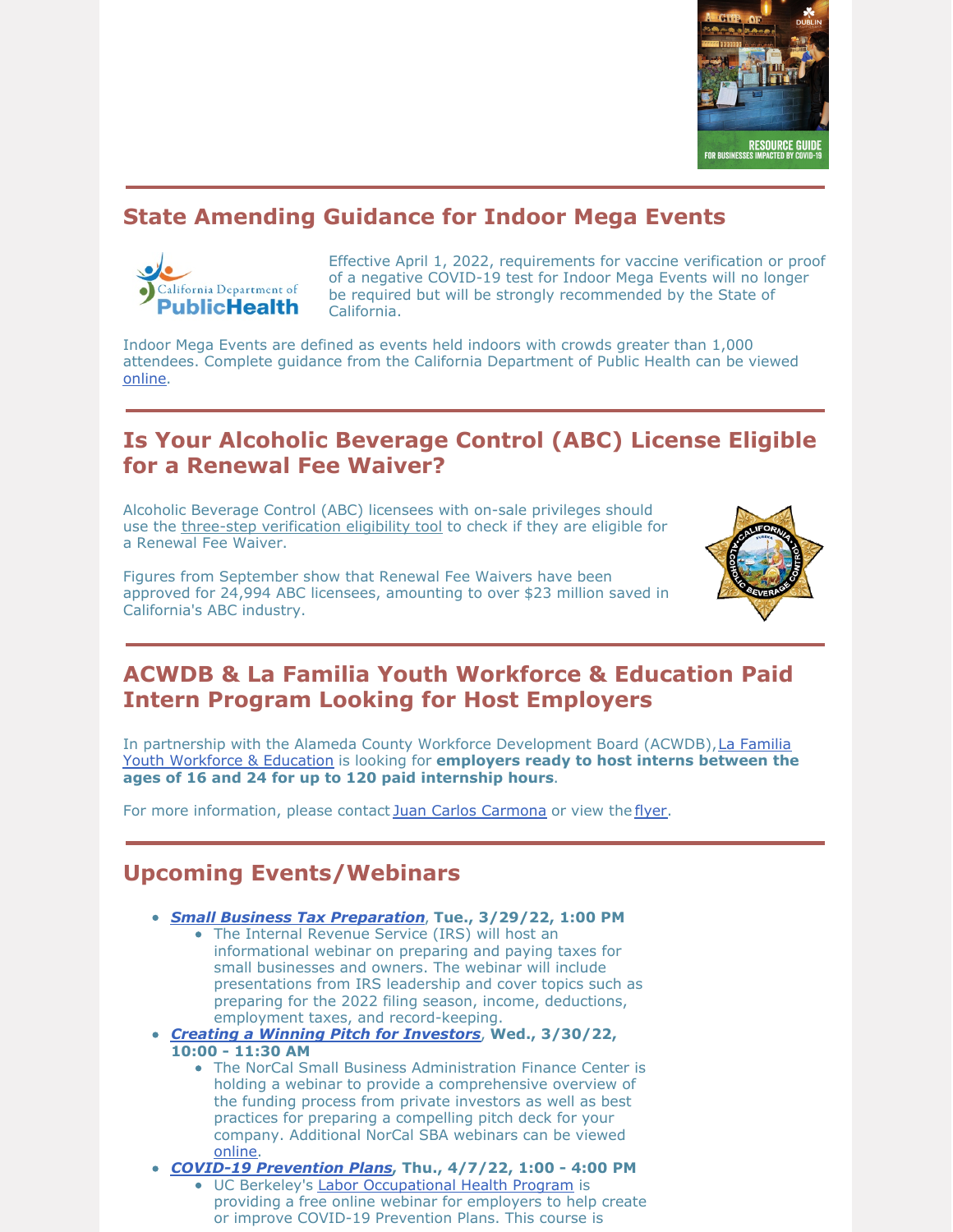## State Amending Guidance for Indoor Mega Events

Effective April 1, 2022, requirements for vaccine verification or proof of a negative COVID-19 test for Indoor Mega Events will no longer be required but will be strongly recommended by the State of California.

Indoor Mega Events are defined as events held indoors with crowds greater than 1,000 attendees. Complete guidance from the California Department of Public Health can be viewed online.

## Is Your Alcoholic Beverage Control (ABC) License Eligible for a Renewal Fee Waiver?

Alcoholic Beverage Control (ABC) licensees with on-sale privileges should use the three-step verification eligibility tool to check if they are eligible for a Renewal Fee Waiver.

Figures from September show that Renewal Fee Waivers have been approved for 24,994 ABC licensees, amounting to over $23 million saved in California's ABC industry.

## ACWDB & La Familia Youth Workforce & Education Paid Intern Program Looking for Host Employers

In partnership with the Alameda County Workforce Development Board (ACWDB), La Familia Youth Workforce & Education is looking for **employers ready to host interns between the ages of 16 and 24 for up to 120 paid internship hours**.

For more information, please contact Juan Carlos Carmona or view the flyer.

## Upcoming Events/Webinars

- ***Small Business Tax Preparation*, Tue., 3/29/22, 1:00 PM**
  - The Internal Revenue Service (IRS) will host an informational webinar on preparing and paying taxes for small businesses and owners. The webinar will include presentations from IRS leadership and cover topics such as preparing for the 2022 filing season, income, deductions, employment taxes, and record-keeping.
- ***Creating a Winning Pitch for Investors*, Wed., 3/30/22, 10:00 - 11:30 AM**
  - The NorCal Small Business Administration Finance Center is holding a webinar to provide a comprehensive overview of the funding process from private investors as well as best practices for preparing a compelling pitch deck for your company. Additional NorCal SBA webinars can be viewed online.
- ***COVID-19 Prevention Plans*, Thu., 4/7/22, 1:00 - 4:00 PM**
  - UC Berkeley's Labor Occupational Health Program is providing a free online webinar for employers to help create or improve COVID-19 Prevention Plans. This course is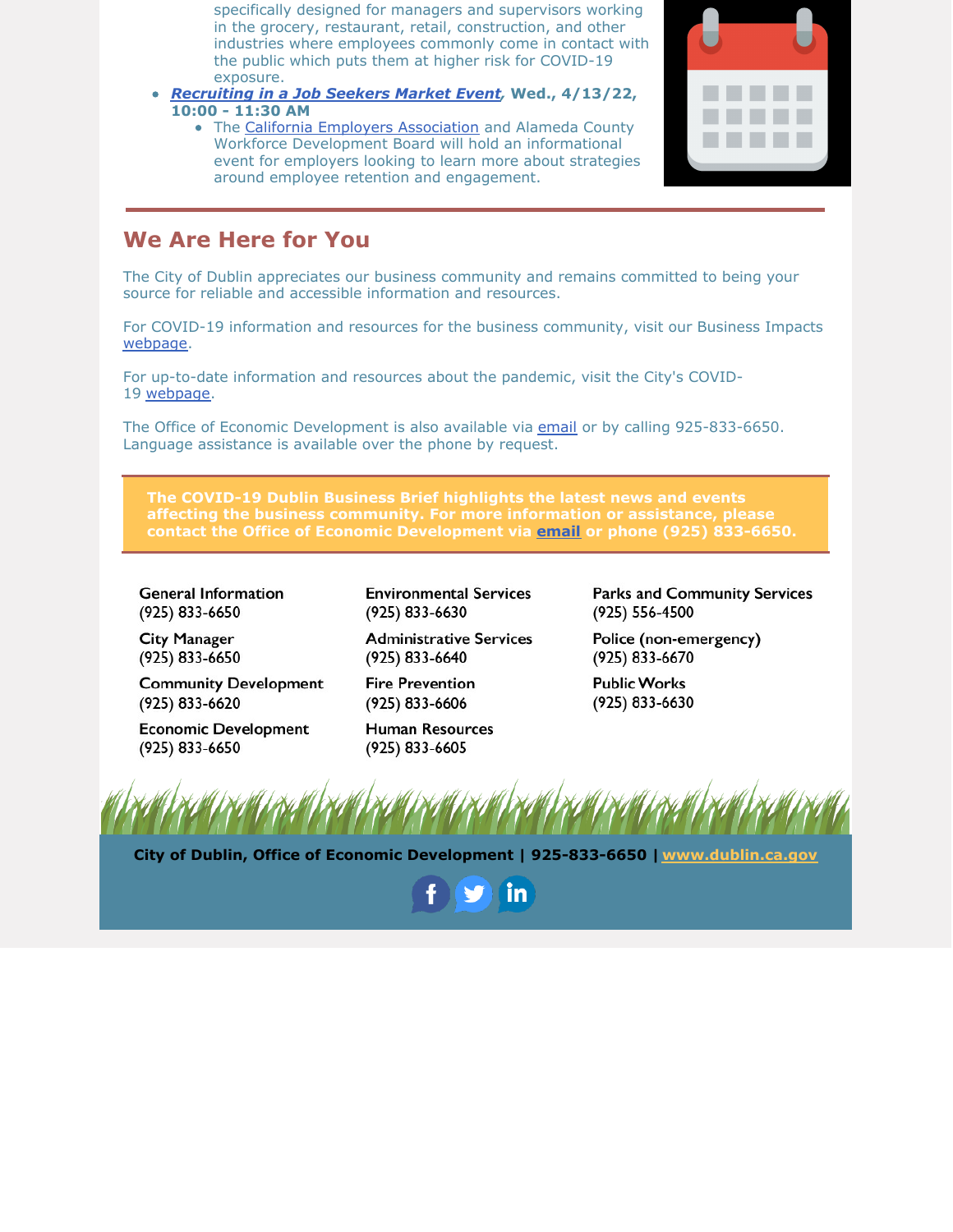specifically designed for managers and supervisors working in the grocery, restaurant, retail, construction, and other industries where employees commonly come in contact with the public which puts them at higher risk for COVID-19 exposure.

- ***Recruiting in a Job Seekers Market Event*, Wed., 4/13/22, 10:00 - 11:30 AM**
  - The California Employers Association and Alameda County Workforce Development Board will hold an informational event for employers looking to learn more about strategies around employee retention and engagement.

## We Are Here for You

The City of Dublin appreciates our business community and remains committed to being your source for reliable and accessible information and resources.

For COVID-19 information and resources for the business community, visit our Business Impacts webpage.

For up-to-date information and resources about the pandemic, visit the City's COVID-19 webpage.

The Office of Economic Development is also available via email or by calling 925-833-6650. Language assistance is available over the phone by request.

**The COVID-19 Dublin Business Brief highlights the latest news and events affecting the business community. For more information or assistance, please contact the Office of Economic Development via email or phone (925) 833-6650.**

General Information
(925) 833-6650

City Manager
(925) 833-6650

Community Development
(925) 833-6620

Economic Development
(925) 833-6650

Environmental Services
(925) 833-6630

Administrative Services
(925) 833-6640

Fire Prevention
(925) 833-6606

Human Resources
(925) 833-6605

Parks and Community Services
(925) 556-4500

Police (non-emergency)
(925) 833-6670

Public Works
(925) 833-6630

**City of Dublin, Office of Economic Development | 925-833-6650 | www.dublin.ca.gov**